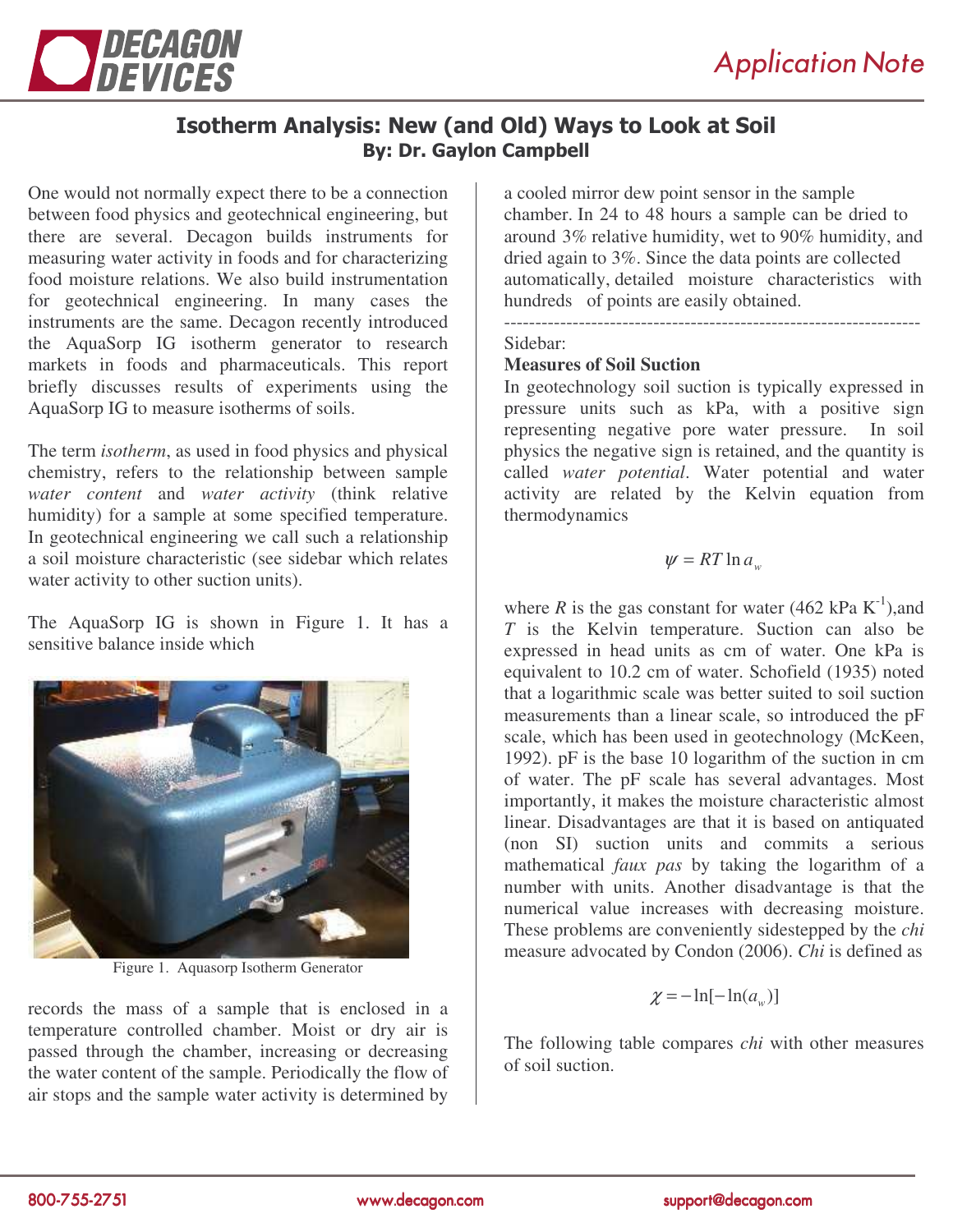# Isotherm Analysis: New (and Old) Ways to Look at Soil

**By: Dr. Gaylon Campbell**

One would not normally expect there to be a connection between food physics and geotechnical engineering, but there are several. Decagon builds instruments for measuring water activity in foods and for characterizing food moisture relations. We also build instrumentation for geotechnical engineering. In many cases the instruments are the same. Decagon recently introduced the AquaSorp IG isotherm generator to research markets in foods and pharmaceuticals. This report briefly discusses results of experiments using the AquaSorp IG to measure isotherms of soils.

The term *isotherm*, as used in food physics and physical chemistry, refers to the relationship between sample *water content* and *water activity* (think relative humidity) for a sample at some specified temperature. In geotechnical engineering we call such a relationship a soil moisture characteristic (see sidebar which relates water activity to other suction units).

The AquaSorp IG is shown in Figure 1. It has a sensitive balance inside which

Figure 1. Aquasorp Isotherm Generator

records the mass of a sample that is enclosed in a temperature controlled chamber. Moist or dry air is passed through the chamber, increasing or decreasing the water content of the sample. Periodically the flow of air stops and the sample water activity is determined by a cooled mirror dew point sensor in the sample chamber. In 24 to 48 hours a sample can be dried to around 3% relative humidity, wet to 90% humidity, and dried again to 3%. Since the data points are collected automatically, detailed moisture characteristics with hundreds of points are easily obtained.

---

Sidebar:

**Measures of Soil Suction**

In geotechnology soil suction is typically expressed in pressure units such as kPa, with a positive sign representing negative pore water pressure. In soil physics the negative sign is retained, and the quantity is called *water potential*. Water potential and water activity are related by the Kelvin equation from thermodynamics

$$\psi = RT \ln a_w$$

where $R$ is the gas constant for water (462 kPa $K^{-1}$),and $T$ is the Kelvin temperature. Suction can also be expressed in head units as cm of water. One kPa is equivalent to 10.2 cm of water. Schofield (1935) noted that a logarithmic scale was better suited to soil suction measurements than a linear scale, so introduced the pF scale, which has been used in geotechnology (McKeen, 1992). pF is the base 10 logarithm of the suction in cm of water. The pF scale has several advantages. Most importantly, it makes the moisture characteristic almost linear. Disadvantages are that it is based on antiquated (non SI) suction units and commits a serious mathematical *faux pas* by taking the logarithm of a number with units. Another disadvantage is that the numerical value increases with decreasing moisture. These problems are conveniently sidestepped by the *chi* measure advocated by Condon (2006). *Chi* is defined as

$$\chi = -\ln[-\ln(a_w)]$$

The following table compares *chi* with other measures of soil suction.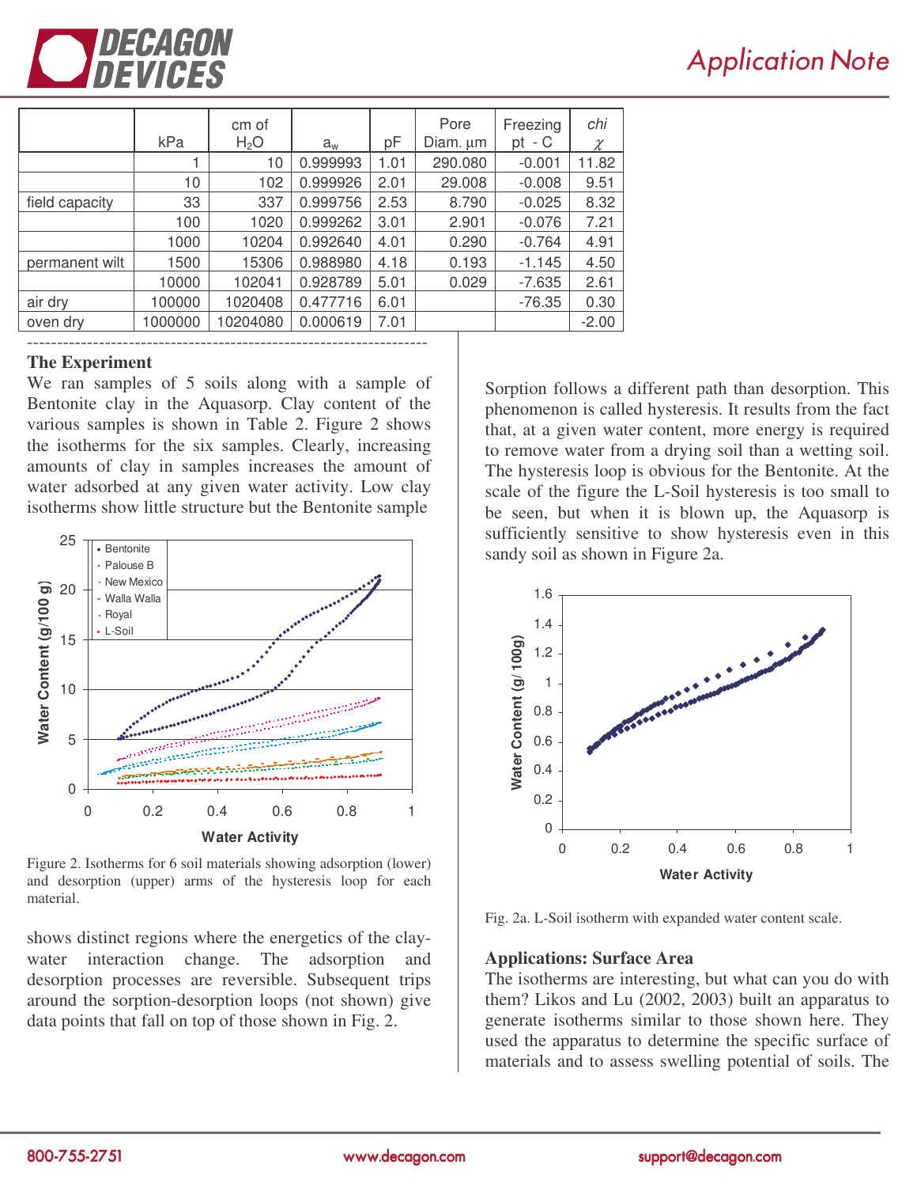|  | kPa | cm of $H_2O$ | $a_w$ | pF | Pore Diam. µm | Freezing pt - C | *chi* $\chi$ |
|---|---|---|---|---|---|---|---|
|  | 1 | 10 | 0.999993 | 1.01 | 290.080 | -0.001 | 11.82 |
|  | 10 | 102 | 0.999926 | 2.01 | 29.008 | -0.008 | 9.51 |
| field capacity | 33 | 337 | 0.999756 | 2.53 | 8.790 | -0.025 | 8.32 |
|  | 100 | 1020 | 0.999262 | 3.01 | 2.901 | -0.076 | 7.21 |
|  | 1000 | 10204 | 0.992640 | 4.01 | 0.290 | -0.764 | 4.91 |
| permanent wilt | 1500 | 15306 | 0.988980 | 4.18 | 0.193 | -1.145 | 4.50 |
|  | 10000 | 102041 | 0.928789 | 5.01 | 0.029 | -7.635 | 2.61 |
| air dry | 100000 | 1020408 | 0.477716 | 6.01 |  | -76.35 | 0.30 |
| oven dry | 1000000 | 10204080 | 0.000619 | 7.01 |  |  | -2.00 |

### The Experiment

We ran samples of 5 soils along with a sample of Bentonite clay in the Aquasorp. Clay content of the various samples is shown in Table 2. Figure 2 shows the isotherms for the six samples. Clearly, increasing amounts of clay in samples increases the amount of water adsorbed at any given water activity. Low clay isotherms show little structure but the Bentonite sample shows distinct regions where the energetics of the clay-water interaction change. The adsorption and desorption processes are reversible. Subsequent trips around the sorption-desorption loops (not shown) give data points that fall on top of those shown in Fig. 2.

Figure 2. Isotherms for 6 soil materials showing adsorption (lower) and desorption (upper) arms of the hysteresis loop for each material.

Sorption follows a different path than desorption. This phenomenon is called hysteresis. It results from the fact that, at a given water content, more energy is required to remove water from a drying soil than a wetting soil. The hysteresis loop is obvious for the Bentonite. At the scale of the figure the L-Soil hysteresis is too small to be seen, but when it is blown up, the Aquasorp is sufficiently sensitive to show hysteresis even in this sandy soil as shown in Figure 2a.

Fig. 2a. L-Soil isotherm with expanded water content scale.

### Applications: Surface Area

The isotherms are interesting, but what can you do with them? Likos and Lu (2002, 2003) built an apparatus to generate isotherms similar to those shown here. They used the apparatus to determine the specific surface of materials and to assess swelling potential of soils. The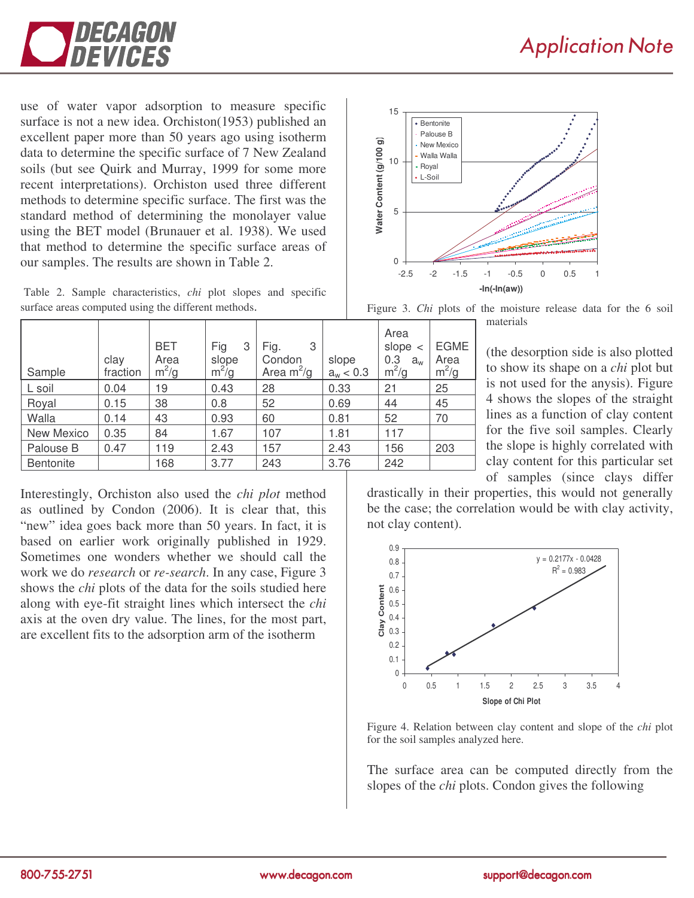use of water vapor adsorption to measure specific surface is not a new idea. Orchiston(1953) published an excellent paper more than 50 years ago using isotherm data to determine the specific surface of 7 New Zealand soils (but see Quirk and Murray, 1999 for some more recent interpretations). Orchiston used three different methods to determine specific surface. The first was the standard method of determining the monolayer value using the BET model (Brunauer et al. 1938). We used that method to determine the specific surface areas of our samples. The results are shown in Table 2.

Table 2. Sample characteristics, *chi* plot slopes and specific surface areas computed using the different methods.

| Sample | clay fraction | BET Area $m^2/g$ | Fig 3 slope $m^2/g$ | Fig. 3 Condon Area $m^2/g$ | slope $a_w < 0.3$ | Area slope < 0.3 $a_w$ $m^2/g$ | EGME Area $m^2/g$ |
|---|---|---|---|---|---|---|---|
| L soil | 0.04 | 19 | 0.43 | 28 | 0.33 | 21 | 25 |
| Royal | 0.15 | 38 | 0.8 | 52 | 0.69 | 44 | 45 |
| Walla | 0.14 | 43 | 0.93 | 60 | 0.81 | 52 | 70 |
| New Mexico | 0.35 | 84 | 1.67 | 107 | 1.81 | 117 | |
| Palouse B | 0.47 | 119 | 2.43 | 157 | 2.43 | 156 | 203 |
| Bentonite | | 168 | 3.77 | 243 | 3.76 | 242 | |

Interestingly, Orchiston also used the *chi plot* method as outlined by Condon (2006). It is clear that, this "new" idea goes back more than 50 years. In fact, it is based on earlier work originally published in 1929. Sometimes one wonders whether we should call the work we do *research* or *re-search*. In any case, Figure 3 shows the *chi* plots of the data for the soils studied here along with eye-fit straight lines which intersect the *chi* axis at the oven dry value. The lines, for the most part, are excellent fits to the adsorption arm of the isotherm

Figure 3. *Chi* plots of the moisture release data for the 6 soil materials

(the desorption side is also plotted to show its shape on a *chi* plot but is not used for the anysis). Figure 4 shows the slopes of the straight lines as a function of clay content for the five soil samples. Clearly the slope is highly correlated with clay content for this particular set of samples (since clays differ drastically in their properties, this would not generally be the case; the correlation would be with clay activity, not clay content).

Figure 4. Relation between clay content and slope of the *chi* plot for the soil samples analyzed here.

The surface area can be computed directly from the slopes of the *chi* plots. Condon gives the following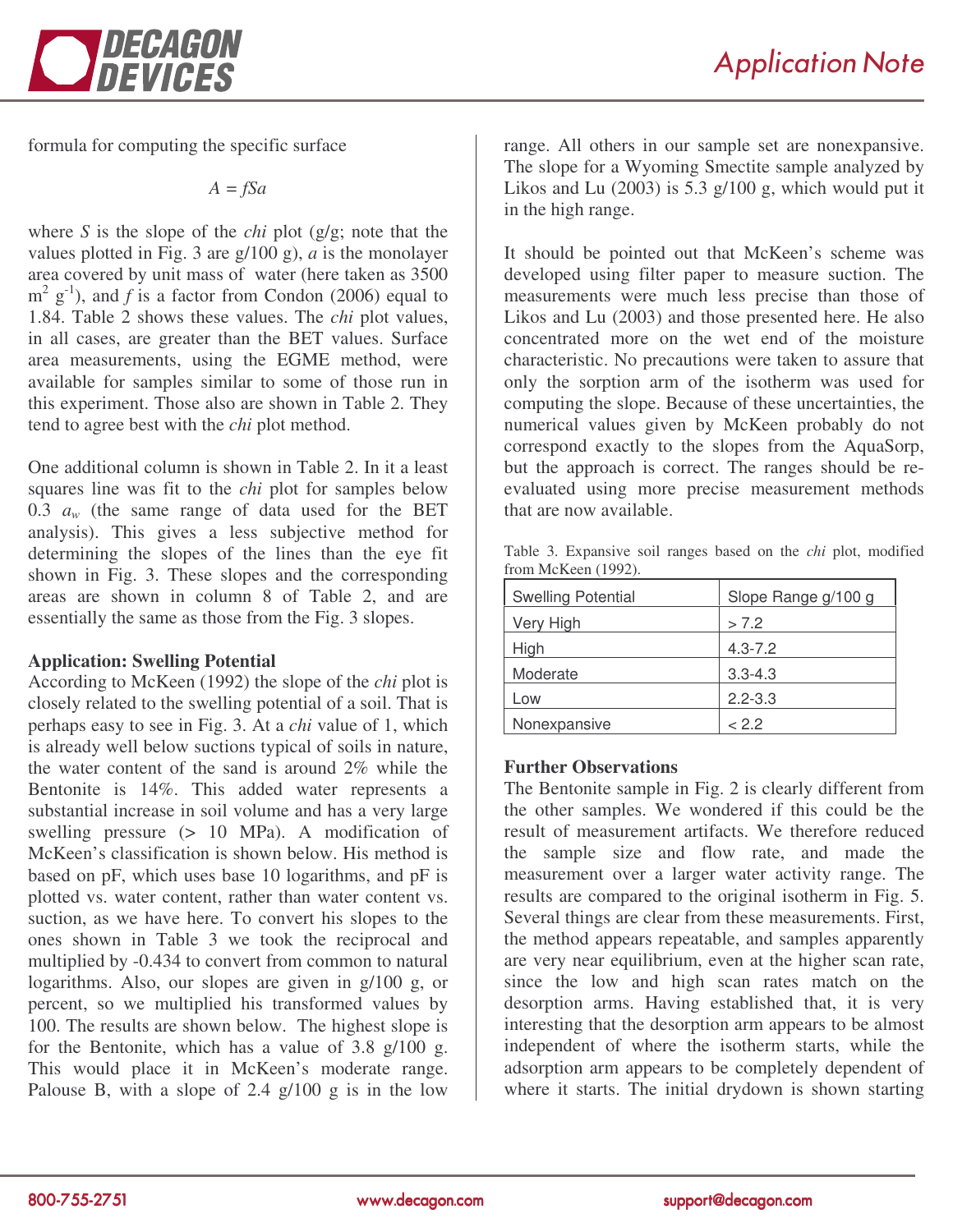formula for computing the specific surface

$$A = fSa$$

where $S$ is the slope of the *chi* plot (g/g; note that the values plotted in Fig. 3 are g/100 g), $a$ is the monolayer area covered by unit mass of water (here taken as 3500 $m^2\ g^{-1}$), and $f$ is a factor from Condon (2006) equal to 1.84. Table 2 shows these values. The *chi* plot values, in all cases, are greater than the BET values. Surface area measurements, using the EGME method, were available for samples similar to some of those run in this experiment. Those also are shown in Table 2. They tend to agree best with the *chi* plot method.

One additional column is shown in Table 2. In it a least squares line was fit to the *chi* plot for samples below 0.3 $a_w$ (the same range of data used for the BET analysis). This gives a less subjective method for determining the slopes of the lines than the eye fit shown in Fig. 3. These slopes and the corresponding areas are shown in column 8 of Table 2, and are essentially the same as those from the Fig. 3 slopes.

**Application: Swelling Potential**

According to McKeen (1992) the slope of the *chi* plot is closely related to the swelling potential of a soil. That is perhaps easy to see in Fig. 3. At a *chi* value of 1, which is already well below suctions typical of soils in nature, the water content of the sand is around 2% while the Bentonite is 14%. This added water represents a substantial increase in soil volume and has a very large swelling pressure (> 10 MPa). A modification of McKeen's classification is shown below. His method is based on pF, which uses base 10 logarithms, and pF is plotted vs. water content, rather than water content vs. suction, as we have here. To convert his slopes to the ones shown in Table 3 we took the reciprocal and multiplied by -0.434 to convert from common to natural logarithms. Also, our slopes are given in g/100 g, or percent, so we multiplied his transformed values by 100. The results are shown below. The highest slope is for the Bentonite, which has a value of 3.8 g/100 g. This would place it in McKeen's moderate range. Palouse B, with a slope of 2.4 g/100 g is in the low range. All others in our sample set are nonexpansive. The slope for a Wyoming Smectite sample analyzed by Likos and Lu (2003) is 5.3 g/100 g, which would put it in the high range.

It should be pointed out that McKeen's scheme was developed using filter paper to measure suction. The measurements were much less precise than those of Likos and Lu (2003) and those presented here. He also concentrated more on the wet end of the moisture characteristic. No precautions were taken to assure that only the sorption arm of the isotherm was used for computing the slope. Because of these uncertainties, the numerical values given by McKeen probably do not correspond exactly to the slopes from the AquaSorp, but the approach is correct. The ranges should be re-evaluated using more precise measurement methods that are now available.

Table 3. Expansive soil ranges based on the *chi* plot, modified from McKeen (1992).

| Swelling Potential | Slope Range g/100 g |
|---|---|
| Very High | > 7.2 |
| High | 4.3-7.2 |
| Moderate | 3.3-4.3 |
| Low | 2.2-3.3 |
| Nonexpansive | < 2.2 |

**Further Observations**

The Bentonite sample in Fig. 2 is clearly different from the other samples. We wondered if this could be the result of measurement artifacts. We therefore reduced the sample size and flow rate, and made the measurement over a larger water activity range. The results are compared to the original isotherm in Fig. 5. Several things are clear from these measurements. First, the method appears repeatable, and samples apparently are very near equilibrium, even at the higher scan rate, since the low and high scan rates match on the desorption arms. Having established that, it is very interesting that the desorption arm appears to be almost independent of where the isotherm starts, while the adsorption arm appears to be completely dependent of where it starts. The initial drydown is shown starting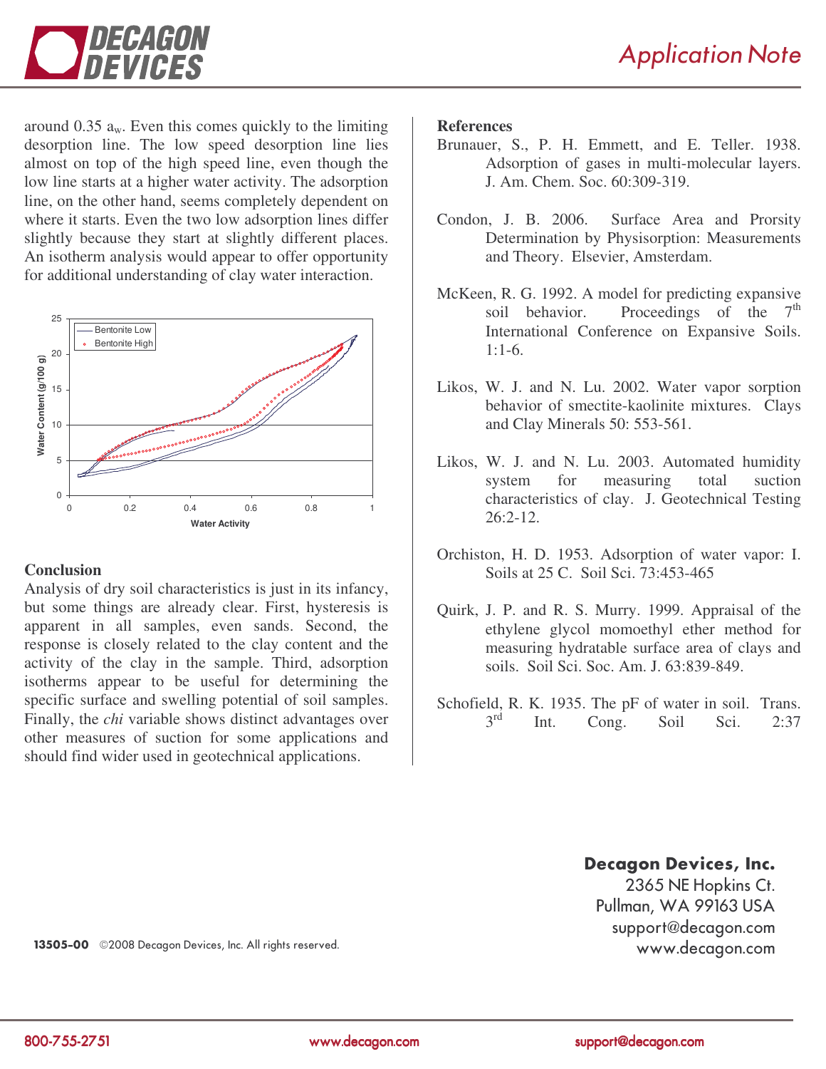around 0.35 $a_w$. Even this comes quickly to the limiting desorption line. The low speed desorption line lies almost on top of the high speed line, even though the low line starts at a higher water activity. The adsorption line, on the other hand, seems completely dependent on where it starts. Even the two low adsorption lines differ slightly because they start at slightly different places. An isotherm analysis would appear to offer opportunity for additional understanding of clay water interaction.

Bentonite Low
Bentonite High
Water Content (g/100 g)
Water Activity
0
5
10
15
20
25
0
0.2
0.4
0.6
0.8
1

## Conclusion

Analysis of dry soil characteristics is just in its infancy, but some things are already clear. First, hysteresis is apparent in all samples, even sands. Second, the response is closely related to the clay content and the activity of the clay in the sample. Third, adsorption isotherms appear to be useful for determining the specific surface and swelling potential of soil samples. Finally, the *chi* variable shows distinct advantages over other measures of suction for some applications and should find wider used in geotechnical applications.

## References

Brunauer, S., P. H. Emmett, and E. Teller. 1938. Adsorption of gases in multi-molecular layers. J. Am. Chem. Soc. 60:309-319.

Condon, J. B. 2006. Surface Area and Prorsity Determination by Physisorption: Measurements and Theory. Elsevier, Amsterdam.

McKeen, R. G. 1992. A model for predicting expansive soil behavior. Proceedings of the 7th International Conference on Expansive Soils. 1:1-6.

Likos, W. J. and N. Lu. 2002. Water vapor sorption behavior of smectite-kaolinite mixtures. Clays and Clay Minerals 50: 553-561.

Likos, W. J. and N. Lu. 2003. Automated humidity system for measuring total suction characteristics of clay. J. Geotechnical Testing 26:2-12.

Orchiston, H. D. 1953. Adsorption of water vapor: I. Soils at 25 C. Soil Sci. 73:453-465

Quirk, J. P. and R. S. Murry. 1999. Appraisal of the ethylene glycol momoethyl ether method for measuring hydratable surface area of clays and soils. Soil Sci. Soc. Am. J. 63:839-849.

Schofield, R. K. 1935. The pF of water in soil. Trans. 3rd Int. Cong. Soil Sci. 2:37

**Decagon Devices, Inc.**
2365 NE Hopkins Ct.
Pullman, WA 99163 USA
support@decagon.com
www.decagon.com

**13505-00** ©2008 Decagon Devices, Inc. All rights reserved.